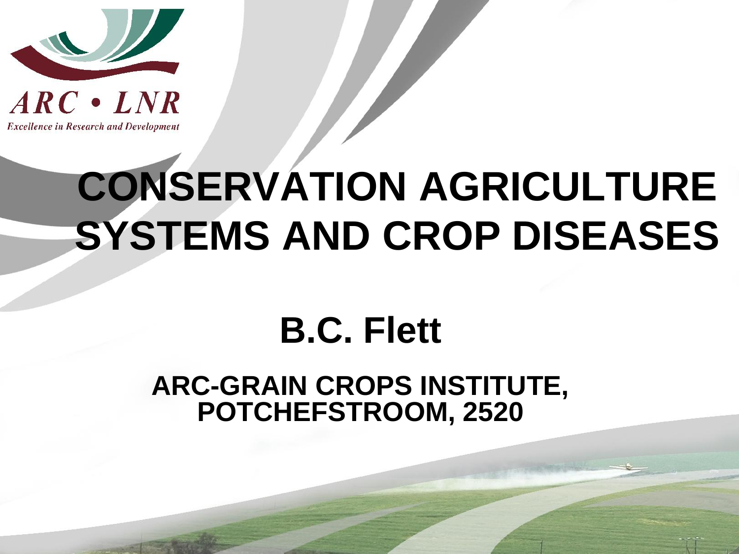ARC • LNR

*Excellence in Research and Development*

# CONSERVATION AGRICULTURE SYSTEMS AND CROP DISEASES

## B.C. Flett

**ARC-GRAIN CROPS INSTITUTE, POTCHEFSTROOM, 2520**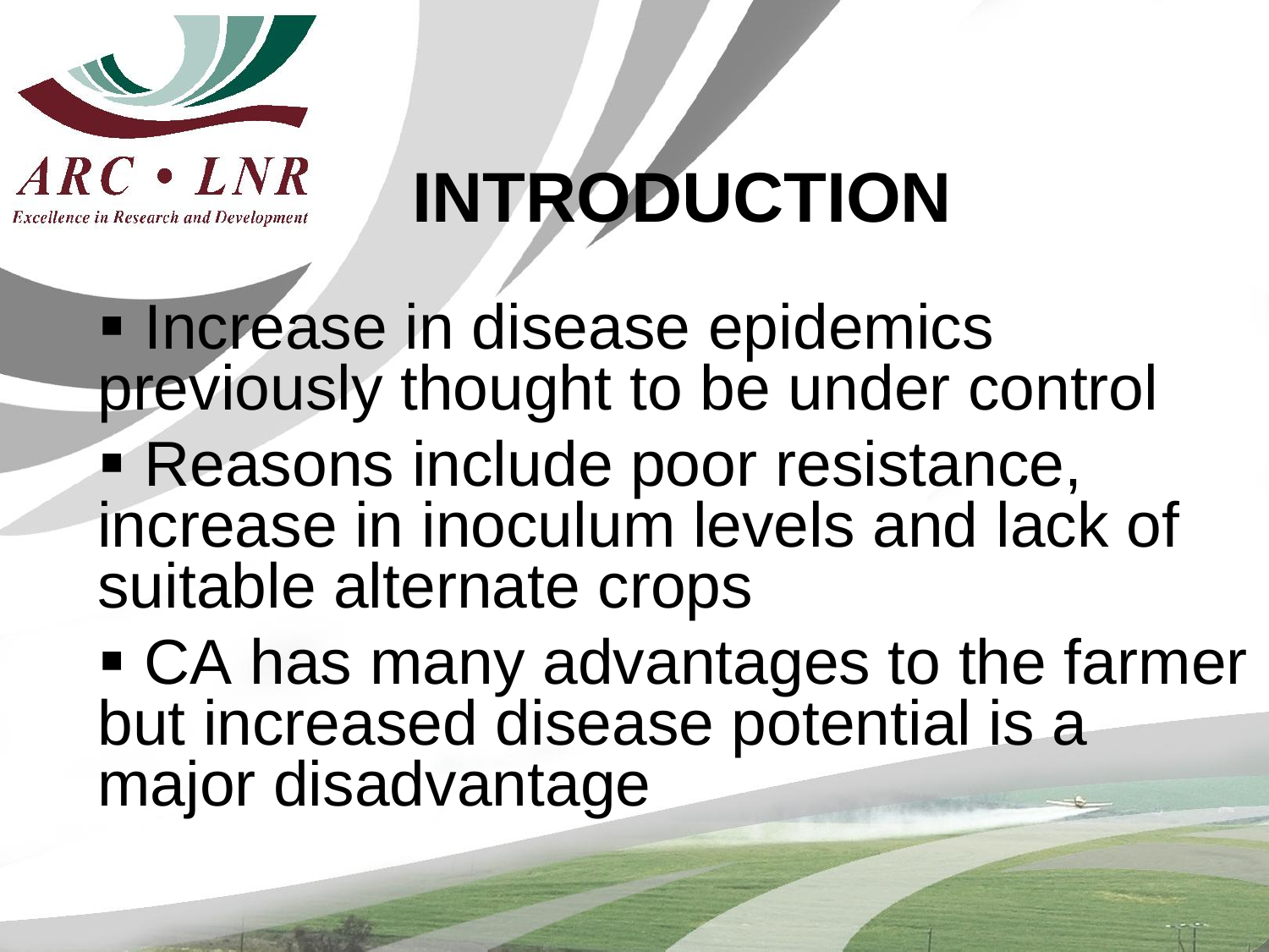# INTRODUCTION

- Increase in disease epidemics previously thought to be under control
- Reasons include poor resistance, increase in inoculum levels and lack of suitable alternate crops
- CA has many advantages to the farmer but increased disease potential is a major disadvantage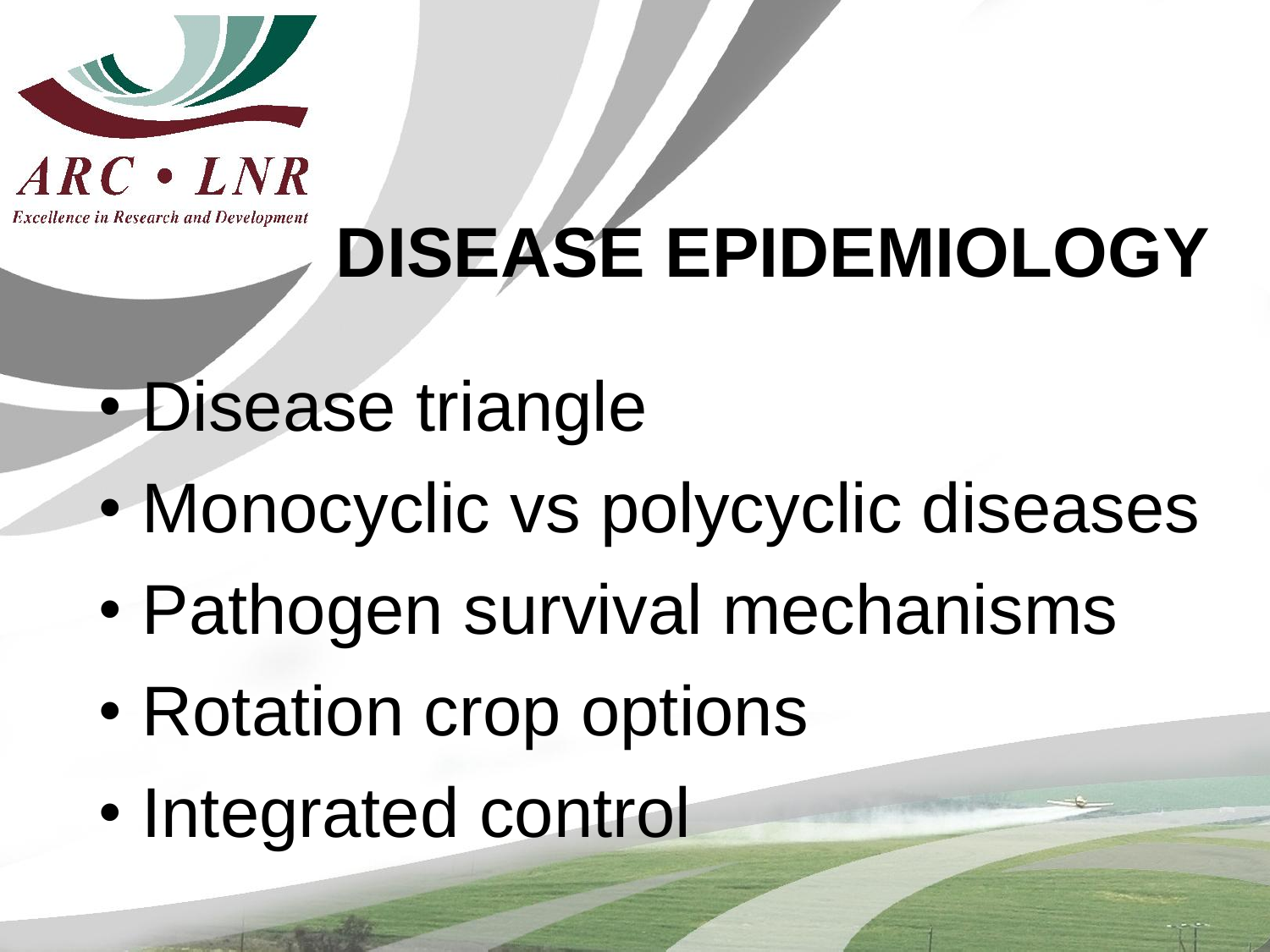# DISEASE EPIDEMIOLOGY

- Disease triangle
- Monocyclic vs polycyclic diseases
- Pathogen survival mechanisms
- Rotation crop options
- Integrated control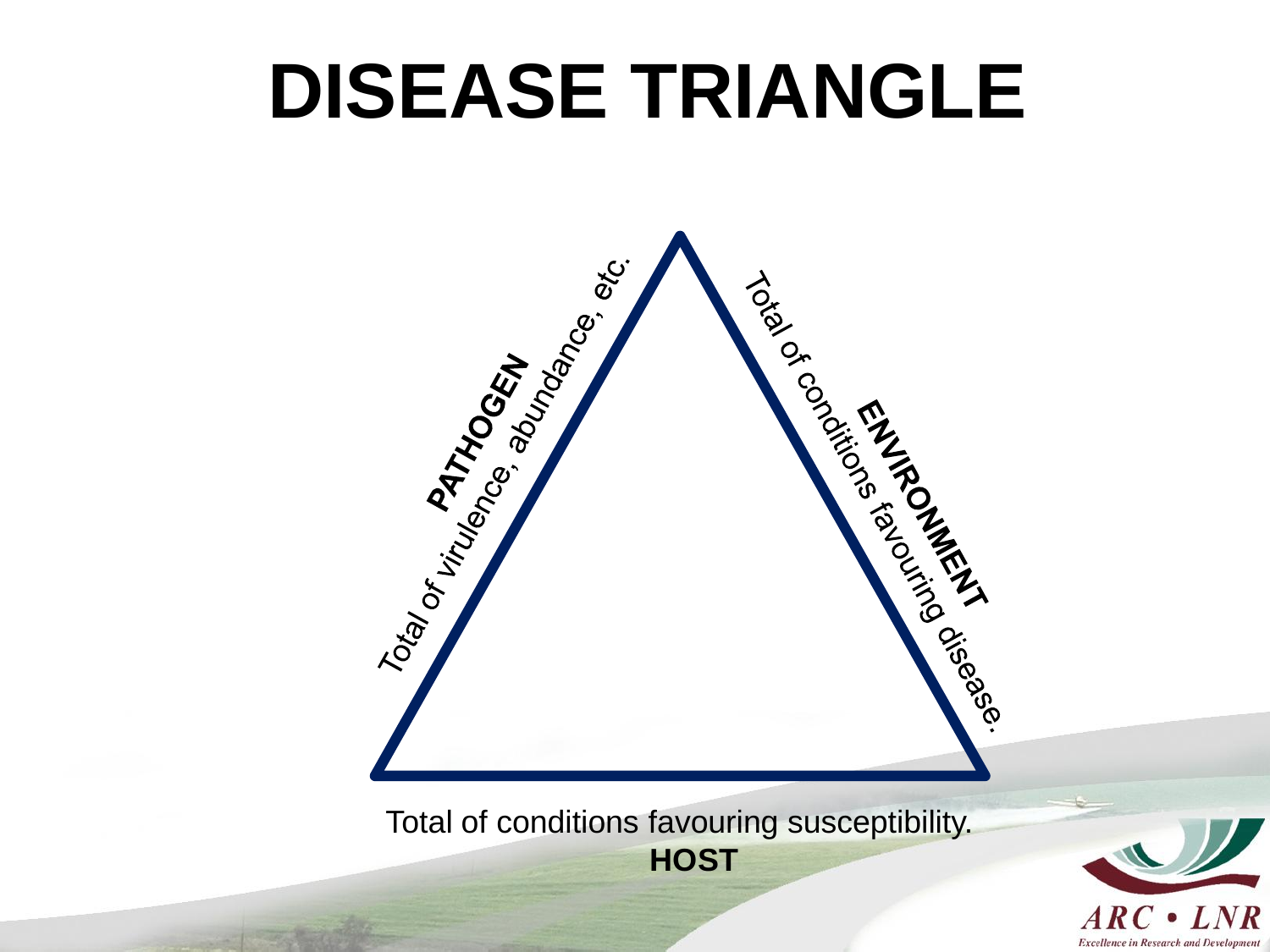# DISEASE TRIANGLE

**PATHOGEN**
Total of virulence, abundance, etc.

**ENVIRONMENT**
Total of conditions favouring disease.

Total of conditions favouring susceptibility.
**HOST**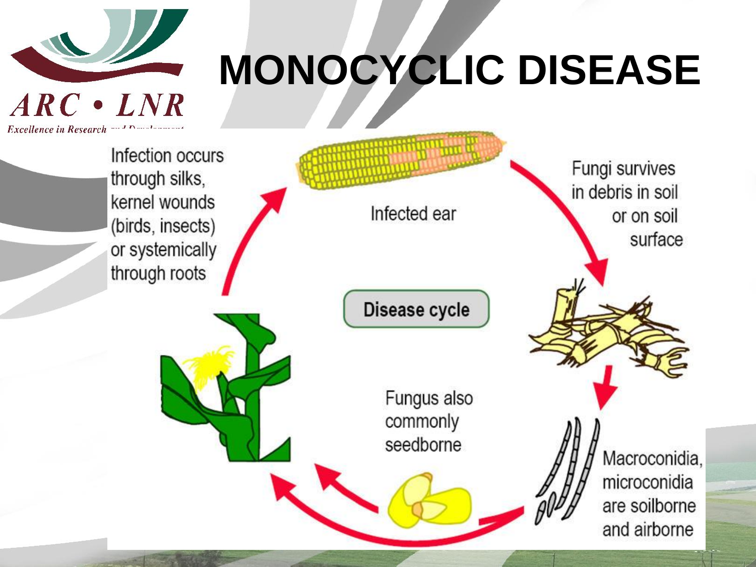# MONOCYCLIC DISEASE

Infection occurs through silks, kernel wounds (birds, insects) or systemically through roots

Infected ear

Fungi survives in debris in soil or on soil surface

Disease cycle

Macroconidia, microconidia are soilborne and airborne

Fungus also commonly seedborne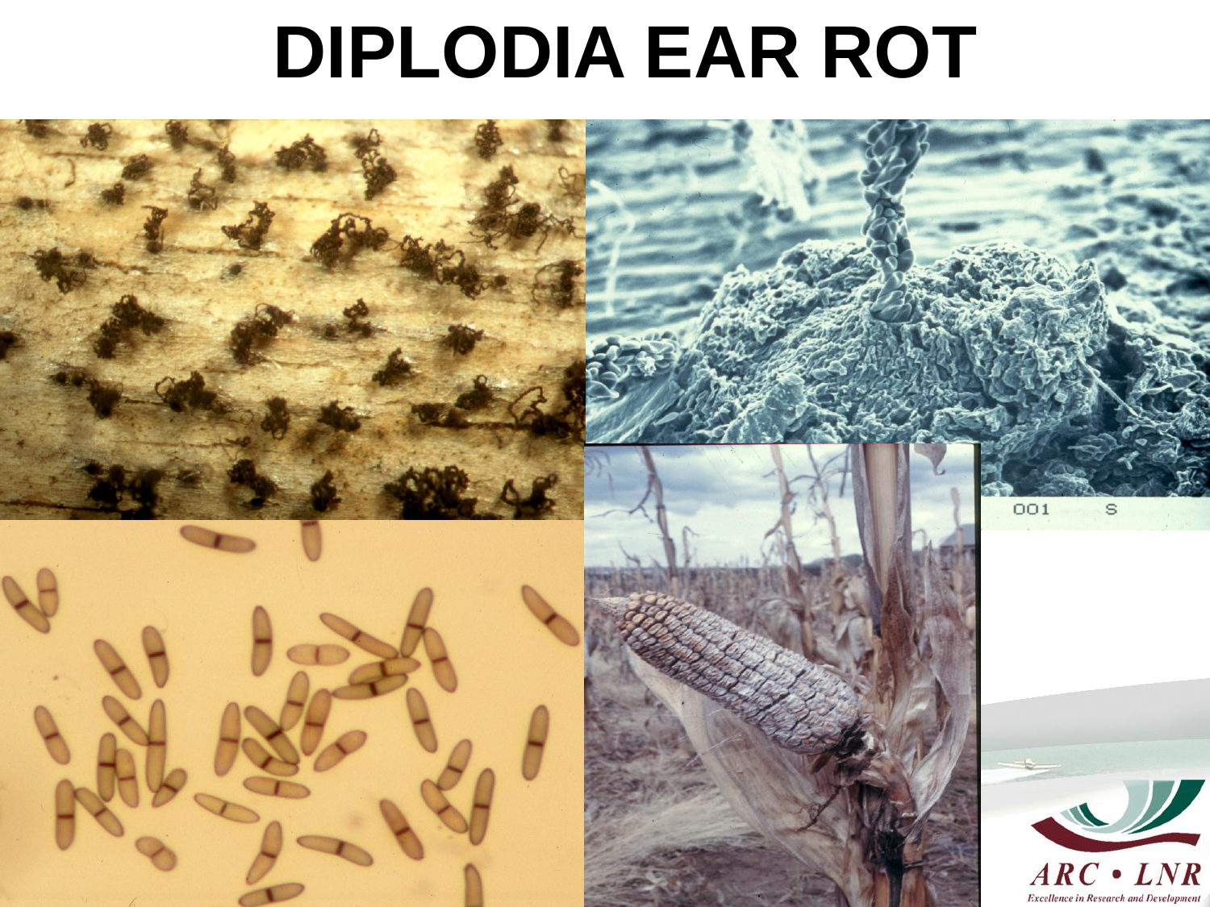# DIPLODIA EAR ROT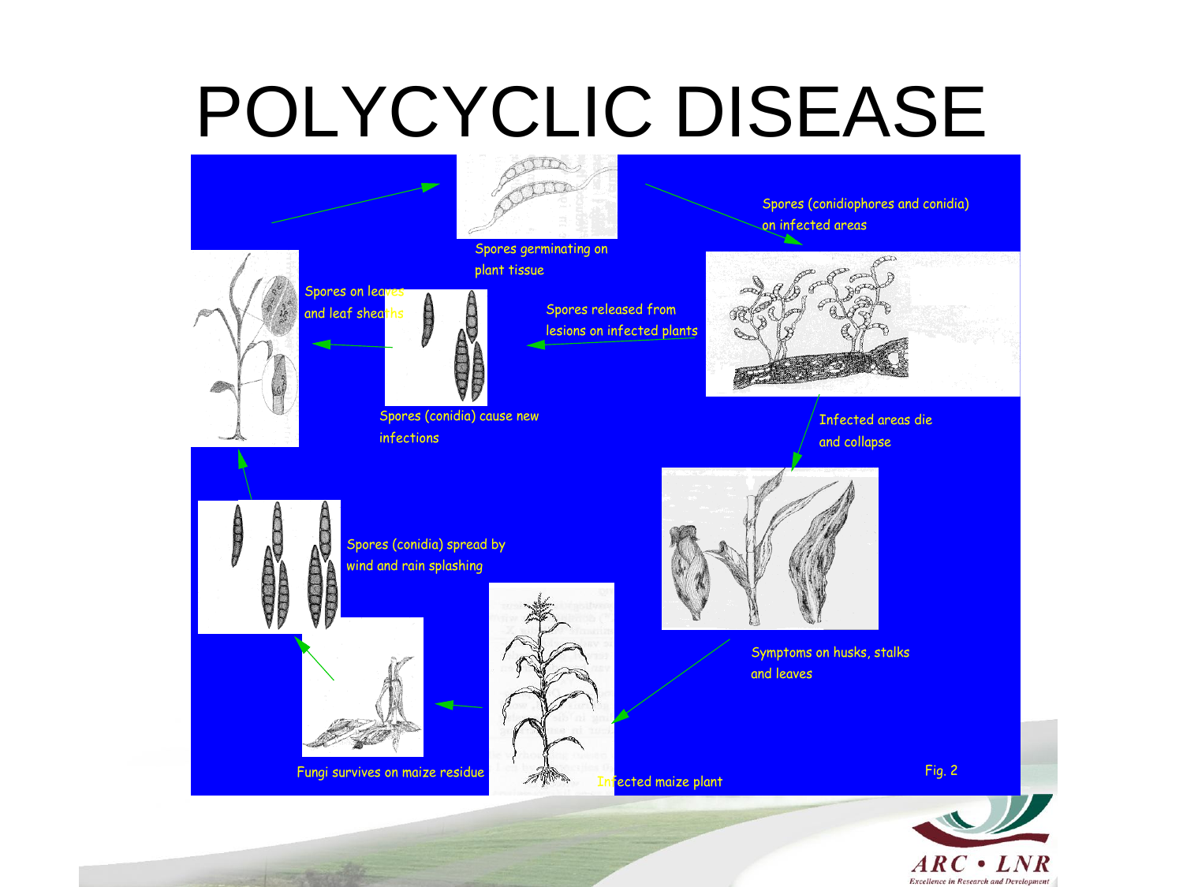# POLYCYCLIC DISEASE

Spores germinating on plant tissue

Spores (conidiophores and conidia) on infected areas

Spores on leaves and leaf sheaths

Spores released from lesions on infected plants

Spores (conidia) cause new infections

Infected areas die and collapse

Spores (conidia) spread by wind and rain splashing

Symptoms on husks, stalks and leaves

Fungi survives on maize residue

Infected maize plant

Fig. 2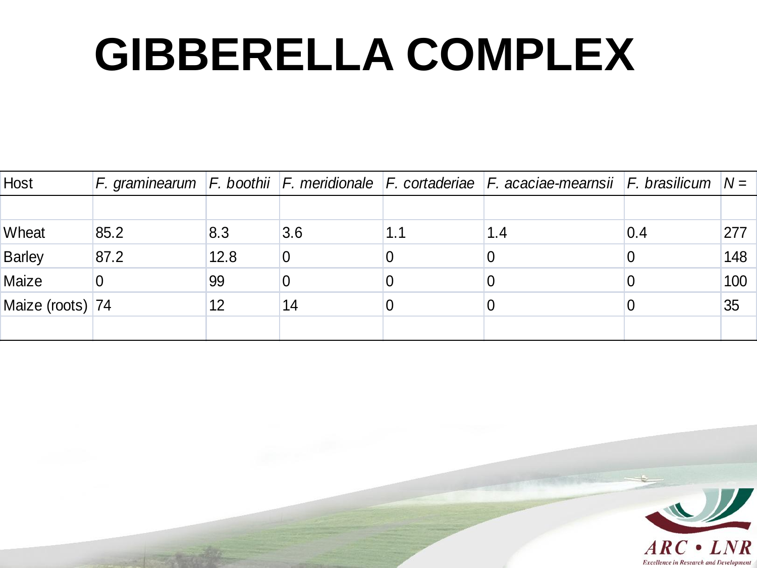# GIBBERELLA COMPLEX

| Host | *F. graminearum* | *F. boothii* | *F. meridionale* | *F. cortaderiae* | *F. acaciae-mearnsii* | *F. brasilicum* | *N* = |
|---|---|---|---|---|---|---|---|
| | | | | | | | |
| Wheat | 85.2 | 8.3 | 3.6 | 1.1 | 1.4 | 0.4 | 277 |
| Barley | 87.2 | 12.8 | 0 | 0 | 0 | 0 | 148 |
| Maize | 0 | 99 | 0 | 0 | 0 | 0 | 100 |
| Maize (roots) | 74 | 12 | 14 | 0 | 0 | 0 | 35 |
| | | | | | | | |

ARC • LNR
Excellence in Research and Development